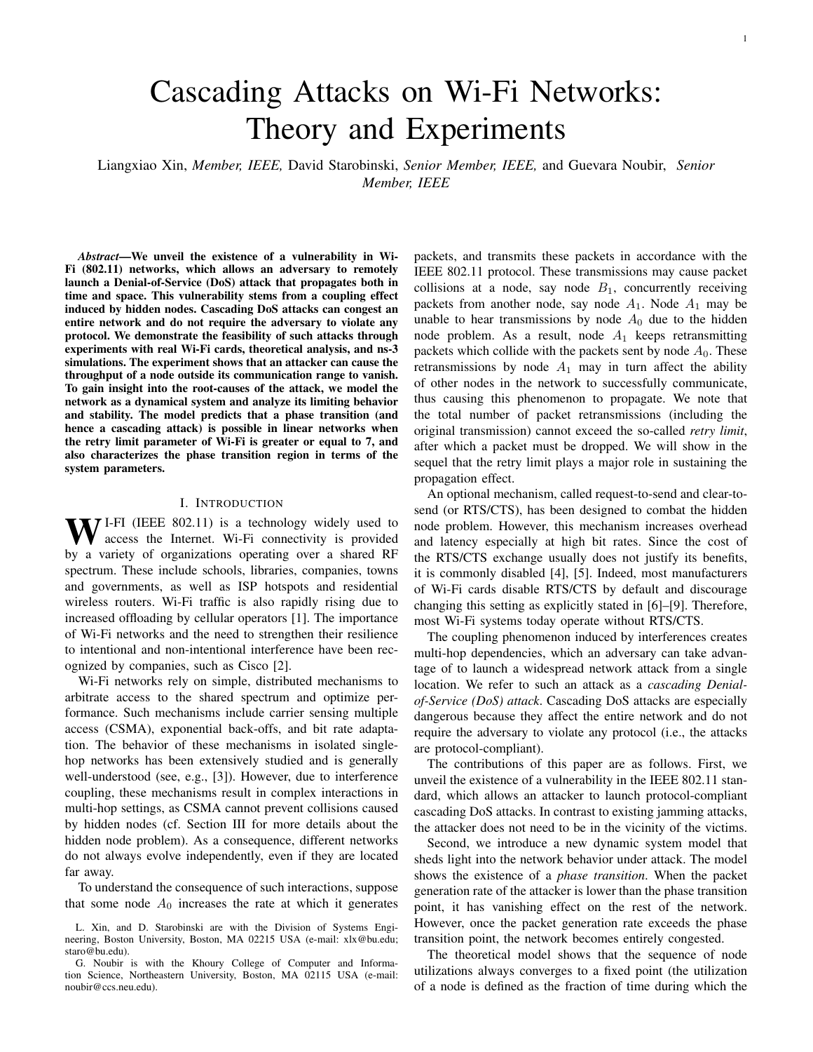# Cascading Attacks on Wi-Fi Networks: Theory and Experiments

Liangxiao Xin, *Member, IEEE,* David Starobinski, *Senior Member, IEEE,* and Guevara Noubir, *Senior Member, IEEE*

***Abstract*—We unveil the existence of a vulnerability in Wi-Fi (802.11) networks, which allows an adversary to remotely launch a Denial-of-Service (DoS) attack that propagates both in time and space. This vulnerability stems from a coupling effect induced by hidden nodes. Cascading DoS attacks can congest an entire network and do not require the adversary to violate any protocol. We demonstrate the feasibility of such attacks through experiments with real Wi-Fi cards, theoretical analysis, and ns-3 simulations. The experiment shows that an attacker can cause the throughput of a node outside its communication range to vanish. To gain insight into the root-causes of the attack, we model the network as a dynamical system and analyze its limiting behavior and stability. The model predicts that a phase transition (and hence a cascading attack) is possible in linear networks when the retry limit parameter of Wi-Fi is greater or equal to 7, and also characterizes the phase transition region in terms of the system parameters.**

## I. Introduction

Wi-Fi (IEEE 802.11) is a technology widely used to access the Internet. Wi-Fi connectivity is provided by a variety of organizations operating over a shared RF spectrum. These include schools, libraries, companies, towns and governments, as well as ISP hotspots and residential wireless routers. Wi-Fi traffic is also rapidly rising due to increased offloading by cellular operators [1]. The importance of Wi-Fi networks and the need to strengthen their resilience to intentional and non-intentional interference have been recognized by companies, such as Cisco [2].

Wi-Fi networks rely on simple, distributed mechanisms to arbitrate access to the shared spectrum and optimize performance. Such mechanisms include carrier sensing multiple access (CSMA), exponential back-offs, and bit rate adaptation. The behavior of these mechanisms in isolated single-hop networks has been extensively studied and is generally well-understood (see, e.g., [3]). However, due to interference coupling, these mechanisms result in complex interactions in multi-hop settings, as CSMA cannot prevent collisions caused by hidden nodes (cf. Section III for more details about the hidden node problem). As a consequence, different networks do not always evolve independently, even if they are located far away.

To understand the consequence of such interactions, suppose that some node $A_0$ increases the rate at which it generates packets, and transmits these packets in accordance with the IEEE 802.11 protocol. These transmissions may cause packet collisions at a node, say node $B_1$, concurrently receiving packets from another node, say node $A_1$. Node $A_1$ may be unable to hear transmissions by node $A_0$ due to the hidden node problem. As a result, node $A_1$ keeps retransmitting packets which collide with the packets sent by node $A_0$. These retransmissions by node $A_1$ may in turn affect the ability of other nodes in the network to successfully communicate, thus causing this phenomenon to propagate. We note that the total number of packet retransmissions (including the original transmission) cannot exceed the so-called *retry limit*, after which a packet must be dropped. We will show in the sequel that the retry limit plays a major role in sustaining the propagation effect.

An optional mechanism, called request-to-send and clear-to-send (or RTS/CTS), has been designed to combat the hidden node problem. However, this mechanism increases overhead and latency especially at high bit rates. Since the cost of the RTS/CTS exchange usually does not justify its benefits, it is commonly disabled [4], [5]. Indeed, most manufacturers of Wi-Fi cards disable RTS/CTS by default and discourage changing this setting as explicitly stated in [6]–[9]. Therefore, most Wi-Fi systems today operate without RTS/CTS.

The coupling phenomenon induced by interferences creates multi-hop dependencies, which an adversary can take advantage of to launch a widespread network attack from a single location. We refer to such an attack as a *cascading Denial-of-Service (DoS) attack*. Cascading DoS attacks are especially dangerous because they affect the entire network and do not require the adversary to violate any protocol (i.e., the attacks are protocol-compliant).

The contributions of this paper are as follows. First, we unveil the existence of a vulnerability in the IEEE 802.11 standard, which allows an attacker to launch protocol-compliant cascading DoS attacks. In contrast to existing jamming attacks, the attacker does not need to be in the vicinity of the victims.

Second, we introduce a new dynamic system model that sheds light into the network behavior under attack. The model shows the existence of a *phase transition*. When the packet generation rate of the attacker is lower than the phase transition point, it has vanishing effect on the rest of the network. However, once the packet generation rate exceeds the phase transition point, the network becomes entirely congested.

The theoretical model shows that the sequence of node utilizations always converges to a fixed point (the utilization of a node is defined as the fraction of time during which the

L. Xin, and D. Starobinski are with the Division of Systems Engineering, Boston University, Boston, MA 02215 USA (e-mail: xlx@bu.edu; staro@bu.edu).

G. Noubir is with the Khoury College of Computer and Information Science, Northeastern University, Boston, MA 02115 USA (e-mail: noubir@ccs.neu.edu).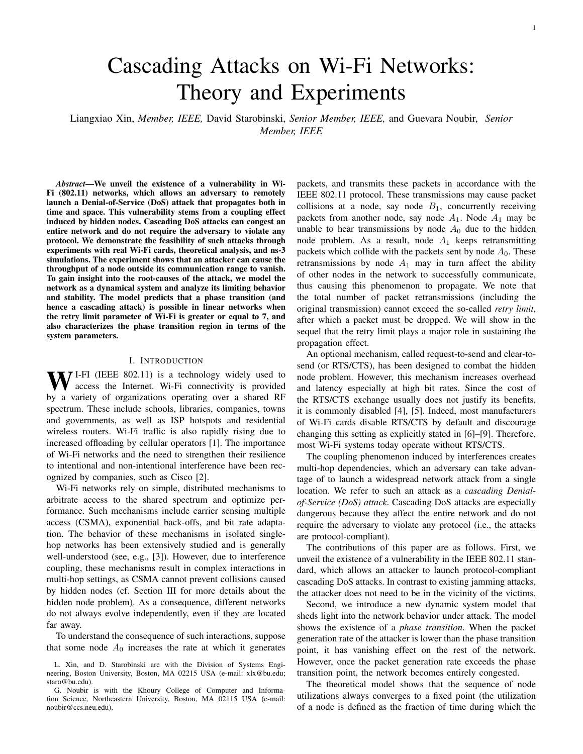# Cascading Attacks on Wi-Fi Networks: Theory and Experiments

Liangxiao Xin, *Member, IEEE,* David Starobinski, *Senior Member, IEEE,* and Guevara Noubir, *Senior Member, IEEE*

***Abstract*—We unveil the existence of a vulnerability in Wi-Fi (802.11) networks, which allows an adversary to remotely launch a Denial-of-Service (DoS) attack that propagates both in time and space. This vulnerability stems from a coupling effect induced by hidden nodes. Cascading DoS attacks can congest an entire network and do not require the adversary to violate any protocol. We demonstrate the feasibility of such attacks through experiments with real Wi-Fi cards, theoretical analysis, and ns-3 simulations. The experiment shows that an attacker can cause the throughput of a node outside its communication range to vanish. To gain insight into the root-causes of the attack, we model the network as a dynamical system and analyze its limiting behavior and stability. The model predicts that a phase transition (and hence a cascading attack) is possible in linear networks when the retry limit parameter of Wi-Fi is greater or equal to 7, and also characterizes the phase transition region in terms of the system parameters.**

## I. Introduction

WI-FI (IEEE 802.11) is a technology widely used to access the Internet. Wi-Fi connectivity is provided by a variety of organizations operating over a shared RF spectrum. These include schools, libraries, companies, towns and governments, as well as ISP hotspots and residential wireless routers. Wi-Fi traffic is also rapidly rising due to increased offloading by cellular operators [1]. The importance of Wi-Fi networks and the need to strengthen their resilience to intentional and non-intentional interference have been recognized by companies, such as Cisco [2].

Wi-Fi networks rely on simple, distributed mechanisms to arbitrate access to the shared spectrum and optimize performance. Such mechanisms include carrier sensing multiple access (CSMA), exponential back-offs, and bit rate adaptation. The behavior of these mechanisms in isolated single-hop networks has been extensively studied and is generally well-understood (see, e.g., [3]). However, due to interference coupling, these mechanisms result in complex interactions in multi-hop settings, as CSMA cannot prevent collisions caused by hidden nodes (cf. Section III for more details about the hidden node problem). As a consequence, different networks do not always evolve independently, even if they are located far away.

To understand the consequence of such interactions, suppose that some node $A_0$ increases the rate at which it generates packets, and transmits these packets in accordance with the IEEE 802.11 protocol. These transmissions may cause packet collisions at a node, say node $B_1$, concurrently receiving packets from another node, say node $A_1$. Node $A_1$ may be unable to hear transmissions by node $A_0$ due to the hidden node problem. As a result, node $A_1$ keeps retransmitting packets which collide with the packets sent by node $A_0$. These retransmissions by node $A_1$ may in turn affect the ability of other nodes in the network to successfully communicate, thus causing this phenomenon to propagate. We note that the total number of packet retransmissions (including the original transmission) cannot exceed the so-called *retry limit*, after which a packet must be dropped. We will show in the sequel that the retry limit plays a major role in sustaining the propagation effect.

An optional mechanism, called request-to-send and clear-to-send (or RTS/CTS), has been designed to combat the hidden node problem. However, this mechanism increases overhead and latency especially at high bit rates. Since the cost of the RTS/CTS exchange usually does not justify its benefits, it is commonly disabled [4], [5]. Indeed, most manufacturers of Wi-Fi cards disable RTS/CTS by default and discourage changing this setting as explicitly stated in [6]–[9]. Therefore, most Wi-Fi systems today operate without RTS/CTS.

The coupling phenomenon induced by interferences creates multi-hop dependencies, which an adversary can take advantage of to launch a widespread network attack from a single location. We refer to such an attack as a *cascading Denial-of-Service (DoS) attack*. Cascading DoS attacks are especially dangerous because they affect the entire network and do not require the adversary to violate any protocol (i.e., the attacks are protocol-compliant).

The contributions of this paper are as follows. First, we unveil the existence of a vulnerability in the IEEE 802.11 standard, which allows an attacker to launch protocol-compliant cascading DoS attacks. In contrast to existing jamming attacks, the attacker does not need to be in the vicinity of the victims.

Second, we introduce a new dynamic system model that sheds light into the network behavior under attack. The model shows the existence of a *phase transition*. When the packet generation rate of the attacker is lower than the phase transition point, it has vanishing effect on the rest of the network. However, once the packet generation rate exceeds the phase transition point, the network becomes entirely congested.

The theoretical model shows that the sequence of node utilizations always converges to a fixed point (the utilization of a node is defined as the fraction of time during which the

L. Xin, and D. Starobinski are with the Division of Systems Engineering, Boston University, Boston, MA 02215 USA (e-mail: xlx@bu.edu; staro@bu.edu).

G. Noubir is with the Khoury College of Computer and Information Science, Northeastern University, Boston, MA 02115 USA (e-mail: noubir@ccs.neu.edu).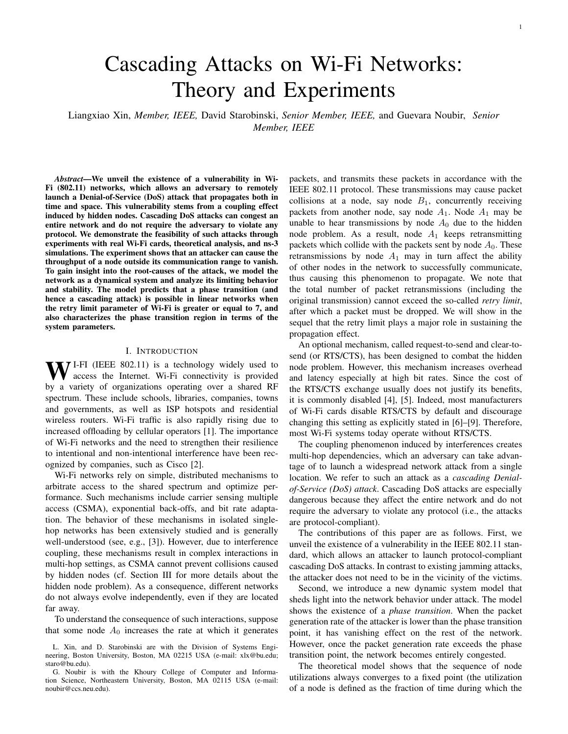# Cascading Attacks on Wi-Fi Networks: Theory and Experiments

Liangxiao Xin, *Member, IEEE,* David Starobinski, *Senior Member, IEEE,* and Guevara Noubir, *Senior Member, IEEE*

***Abstract*—We unveil the existence of a vulnerability in Wi-Fi (802.11) networks, which allows an adversary to remotely launch a Denial-of-Service (DoS) attack that propagates both in time and space. This vulnerability stems from a coupling effect induced by hidden nodes. Cascading DoS attacks can congest an entire network and do not require the adversary to violate any protocol. We demonstrate the feasibility of such attacks through experiments with real Wi-Fi cards, theoretical analysis, and ns-3 simulations. The experiment shows that an attacker can cause the throughput of a node outside its communication range to vanish. To gain insight into the root-causes of the attack, we model the network as a dynamical system and analyze its limiting behavior and stability. The model predicts that a phase transition (and hence a cascading attack) is possible in linear networks when the retry limit parameter of Wi-Fi is greater or equal to 7, and also characterizes the phase transition region in terms of the system parameters.**

## I. Introduction

WI-FI (IEEE 802.11) is a technology widely used to access the Internet. Wi-Fi connectivity is provided by a variety of organizations operating over a shared RF spectrum. These include schools, libraries, companies, towns and governments, as well as ISP hotspots and residential wireless routers. Wi-Fi traffic is also rapidly rising due to increased offloading by cellular operators [1]. The importance of Wi-Fi networks and the need to strengthen their resilience to intentional and non-intentional interference have been recognized by companies, such as Cisco [2].

Wi-Fi networks rely on simple, distributed mechanisms to arbitrate access to the shared spectrum and optimize performance. Such mechanisms include carrier sensing multiple access (CSMA), exponential back-offs, and bit rate adaptation. The behavior of these mechanisms in isolated single-hop networks has been extensively studied and is generally well-understood (see, e.g., [3]). However, due to interference coupling, these mechanisms result in complex interactions in multi-hop settings, as CSMA cannot prevent collisions caused by hidden nodes (cf. Section III for more details about the hidden node problem). As a consequence, different networks do not always evolve independently, even if they are located far away.

To understand the consequence of such interactions, suppose that some node $A_0$ increases the rate at which it generates packets, and transmits these packets in accordance with the IEEE 802.11 protocol. These transmissions may cause packet collisions at a node, say node $B_1$, concurrently receiving packets from another node, say node $A_1$. Node $A_1$ may be unable to hear transmissions by node $A_0$ due to the hidden node problem. As a result, node $A_1$ keeps retransmitting packets which collide with the packets sent by node $A_0$. These retransmissions by node $A_1$ may in turn affect the ability of other nodes in the network to successfully communicate, thus causing this phenomenon to propagate. We note that the total number of packet retransmissions (including the original transmission) cannot exceed the so-called *retry limit*, after which a packet must be dropped. We will show in the sequel that the retry limit plays a major role in sustaining the propagation effect.

An optional mechanism, called request-to-send and clear-to-send (or RTS/CTS), has been designed to combat the hidden node problem. However, this mechanism increases overhead and latency especially at high bit rates. Since the cost of the RTS/CTS exchange usually does not justify its benefits, it is commonly disabled [4], [5]. Indeed, most manufacturers of Wi-Fi cards disable RTS/CTS by default and discourage changing this setting as explicitly stated in [6]–[9]. Therefore, most Wi-Fi systems today operate without RTS/CTS.

The coupling phenomenon induced by interferences creates multi-hop dependencies, which an adversary can take advantage of to launch a widespread network attack from a single location. We refer to such an attack as a *cascading Denial-of-Service (DoS) attack*. Cascading DoS attacks are especially dangerous because they affect the entire network and do not require the adversary to violate any protocol (i.e., the attacks are protocol-compliant).

The contributions of this paper are as follows. First, we unveil the existence of a vulnerability in the IEEE 802.11 standard, which allows an attacker to launch protocol-compliant cascading DoS attacks. In contrast to existing jamming attacks, the attacker does not need to be in the vicinity of the victims.

Second, we introduce a new dynamic system model that sheds light into the network behavior under attack. The model shows the existence of a *phase transition*. When the packet generation rate of the attacker is lower than the phase transition point, it has vanishing effect on the rest of the network. However, once the packet generation rate exceeds the phase transition point, the network becomes entirely congested.

The theoretical model shows that the sequence of node utilizations always converges to a fixed point (the utilization of a node is defined as the fraction of time during which the

L. Xin, and D. Starobinski are with the Division of Systems Engineering, Boston University, Boston, MA 02215 USA (e-mail: xlx@bu.edu; staro@bu.edu).

G. Noubir is with the Khoury College of Computer and Information Science, Northeastern University, Boston, MA 02115 USA (e-mail: noubir@ccs.neu.edu).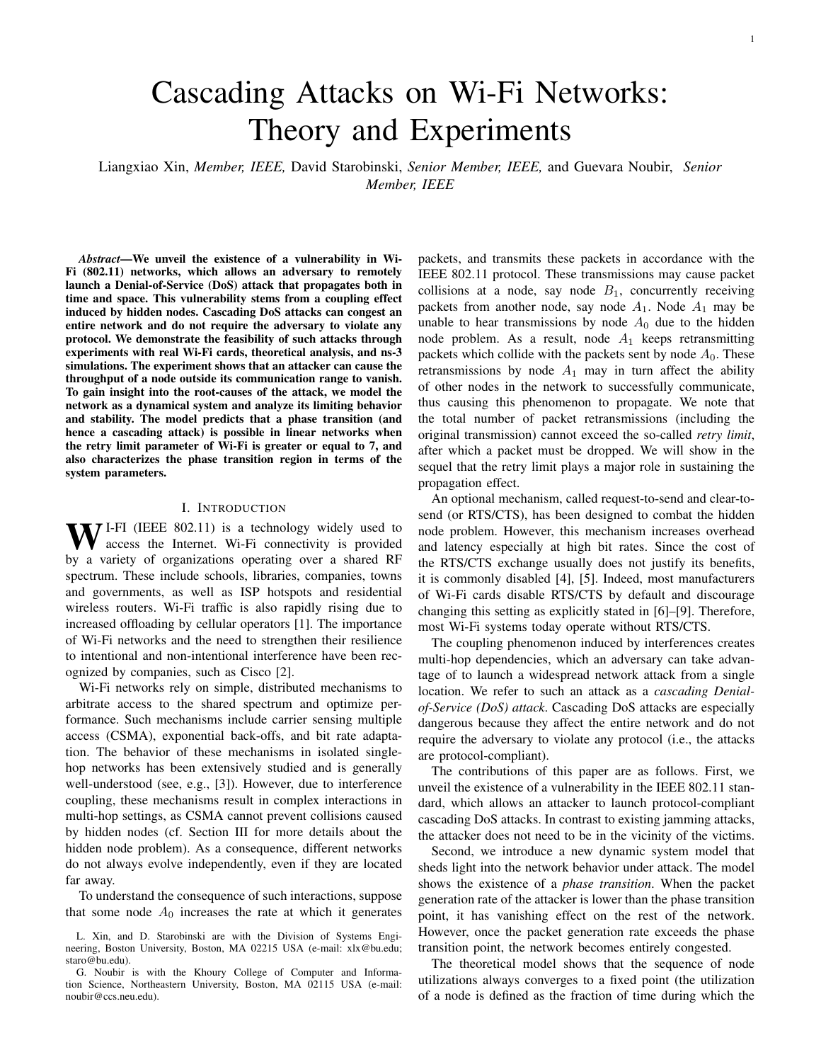# Cascading Attacks on Wi-Fi Networks: Theory and Experiments

Liangxiao Xin, *Member, IEEE,* David Starobinski, *Senior Member, IEEE,* and Guevara Noubir, *Senior Member, IEEE*

***Abstract*—We unveil the existence of a vulnerability in Wi-Fi (802.11) networks, which allows an adversary to remotely launch a Denial-of-Service (DoS) attack that propagates both in time and space. This vulnerability stems from a coupling effect induced by hidden nodes. Cascading DoS attacks can congest an entire network and do not require the adversary to violate any protocol. We demonstrate the feasibility of such attacks through experiments with real Wi-Fi cards, theoretical analysis, and ns-3 simulations. The experiment shows that an attacker can cause the throughput of a node outside its communication range to vanish. To gain insight into the root-causes of the attack, we model the network as a dynamical system and analyze its limiting behavior and stability. The model predicts that a phase transition (and hence a cascading attack) is possible in linear networks when the retry limit parameter of Wi-Fi is greater or equal to 7, and also characterizes the phase transition region in terms of the system parameters.**

## I. Introduction

Wi-Fi (IEEE 802.11) is a technology widely used to access the Internet. Wi-Fi connectivity is provided by a variety of organizations operating over a shared RF spectrum. These include schools, libraries, companies, towns and governments, as well as ISP hotspots and residential wireless routers. Wi-Fi traffic is also rapidly rising due to increased offloading by cellular operators [1]. The importance of Wi-Fi networks and the need to strengthen their resilience to intentional and non-intentional interference have been recognized by companies, such as Cisco [2].

Wi-Fi networks rely on simple, distributed mechanisms to arbitrate access to the shared spectrum and optimize performance. Such mechanisms include carrier sensing multiple access (CSMA), exponential back-offs, and bit rate adaptation. The behavior of these mechanisms in isolated single-hop networks has been extensively studied and is generally well-understood (see, e.g., [3]). However, due to interference coupling, these mechanisms result in complex interactions in multi-hop settings, as CSMA cannot prevent collisions caused by hidden nodes (cf. Section III for more details about the hidden node problem). As a consequence, different networks do not always evolve independently, even if they are located far away.

To understand the consequence of such interactions, suppose that some node $A_0$ increases the rate at which it generates packets, and transmits these packets in accordance with the IEEE 802.11 protocol. These transmissions may cause packet collisions at a node, say node $B_1$, concurrently receiving packets from another node, say node $A_1$. Node $A_1$ may be unable to hear transmissions by node $A_0$ due to the hidden node problem. As a result, node $A_1$ keeps retransmitting packets which collide with the packets sent by node $A_0$. These retransmissions by node $A_1$ may in turn affect the ability of other nodes in the network to successfully communicate, thus causing this phenomenon to propagate. We note that the total number of packet retransmissions (including the original transmission) cannot exceed the so-called *retry limit*, after which a packet must be dropped. We will show in the sequel that the retry limit plays a major role in sustaining the propagation effect.

An optional mechanism, called request-to-send and clear-to-send (or RTS/CTS), has been designed to combat the hidden node problem. However, this mechanism increases overhead and latency especially at high bit rates. Since the cost of the RTS/CTS exchange usually does not justify its benefits, it is commonly disabled [4], [5]. Indeed, most manufacturers of Wi-Fi cards disable RTS/CTS by default and discourage changing this setting as explicitly stated in [6]–[9]. Therefore, most Wi-Fi systems today operate without RTS/CTS.

The coupling phenomenon induced by interferences creates multi-hop dependencies, which an adversary can take advantage of to launch a widespread network attack from a single location. We refer to such an attack as a *cascading Denial-of-Service (DoS) attack*. Cascading DoS attacks are especially dangerous because they affect the entire network and do not require the adversary to violate any protocol (i.e., the attacks are protocol-compliant).

The contributions of this paper are as follows. First, we unveil the existence of a vulnerability in the IEEE 802.11 standard, which allows an attacker to launch protocol-compliant cascading DoS attacks. In contrast to existing jamming attacks, the attacker does not need to be in the vicinity of the victims.

Second, we introduce a new dynamic system model that sheds light into the network behavior under attack. The model shows the existence of a *phase transition*. When the packet generation rate of the attacker is lower than the phase transition point, it has vanishing effect on the rest of the network. However, once the packet generation rate exceeds the phase transition point, the network becomes entirely congested.

The theoretical model shows that the sequence of node utilizations always converges to a fixed point (the utilization of a node is defined as the fraction of time during which the

L. Xin, and D. Starobinski are with the Division of Systems Engineering, Boston University, Boston, MA 02215 USA (e-mail: xlx@bu.edu; staro@bu.edu).

G. Noubir is with the Khoury College of Computer and Information Science, Northeastern University, Boston, MA 02115 USA (e-mail: noubir@ccs.neu.edu).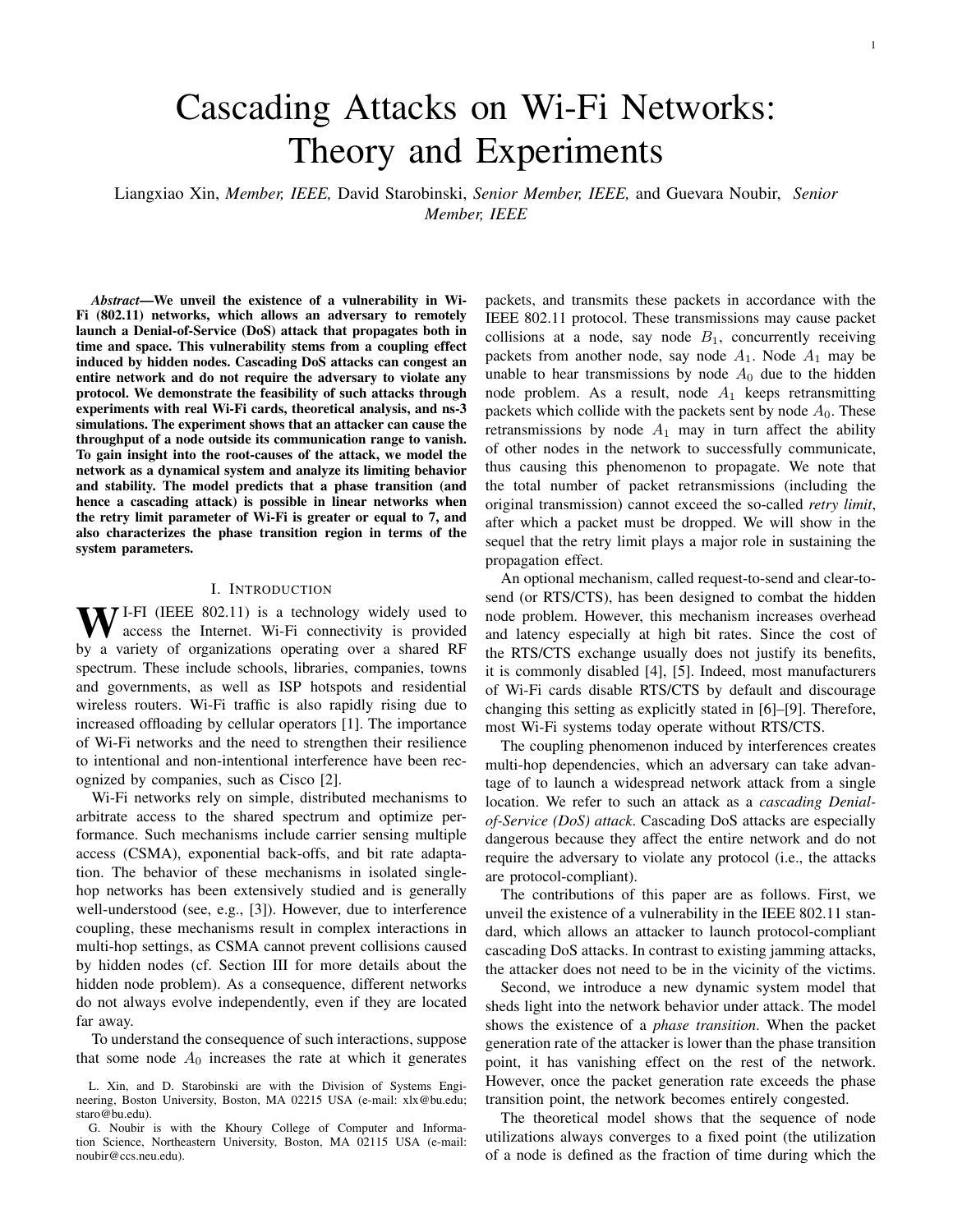# Cascading Attacks on Wi-Fi Networks: Theory and Experiments

Liangxiao Xin, *Member, IEEE,* David Starobinski, *Senior Member, IEEE,* and Guevara Noubir, *Senior Member, IEEE*

***Abstract*—We unveil the existence of a vulnerability in Wi-Fi (802.11) networks, which allows an adversary to remotely launch a Denial-of-Service (DoS) attack that propagates both in time and space. This vulnerability stems from a coupling effect induced by hidden nodes. Cascading DoS attacks can congest an entire network and do not require the adversary to violate any protocol. We demonstrate the feasibility of such attacks through experiments with real Wi-Fi cards, theoretical analysis, and ns-3 simulations. The experiment shows that an attacker can cause the throughput of a node outside its communication range to vanish. To gain insight into the root-causes of the attack, we model the network as a dynamical system and analyze its limiting behavior and stability. The model predicts that a phase transition (and hence a cascading attack) is possible in linear networks when the retry limit parameter of Wi-Fi is greater or equal to 7, and also characterizes the phase transition region in terms of the system parameters.**

## I. Introduction

Wi-Fi (IEEE 802.11) is a technology widely used to access the Internet. Wi-Fi connectivity is provided by a variety of organizations operating over a shared RF spectrum. These include schools, libraries, companies, towns and governments, as well as ISP hotspots and residential wireless routers. Wi-Fi traffic is also rapidly rising due to increased offloading by cellular operators [1]. The importance of Wi-Fi networks and the need to strengthen their resilience to intentional and non-intentional interference have been recognized by companies, such as Cisco [2].

Wi-Fi networks rely on simple, distributed mechanisms to arbitrate access to the shared spectrum and optimize performance. Such mechanisms include carrier sensing multiple access (CSMA), exponential back-offs, and bit rate adaptation. The behavior of these mechanisms in isolated single-hop networks has been extensively studied and is generally well-understood (see, e.g., [3]). However, due to interference coupling, these mechanisms result in complex interactions in multi-hop settings, as CSMA cannot prevent collisions caused by hidden nodes (cf. Section III for more details about the hidden node problem). As a consequence, different networks do not always evolve independently, even if they are located far away.

To understand the consequence of such interactions, suppose that some node $A_0$ increases the rate at which it generates packets, and transmits these packets in accordance with the IEEE 802.11 protocol. These transmissions may cause packet collisions at a node, say node $B_1$, concurrently receiving packets from another node, say node $A_1$. Node $A_1$ may be unable to hear transmissions by node $A_0$ due to the hidden node problem. As a result, node $A_1$ keeps retransmitting packets which collide with the packets sent by node $A_0$. These retransmissions by node $A_1$ may in turn affect the ability of other nodes in the network to successfully communicate, thus causing this phenomenon to propagate. We note that the total number of packet retransmissions (including the original transmission) cannot exceed the so-called *retry limit*, after which a packet must be dropped. We will show in the sequel that the retry limit plays a major role in sustaining the propagation effect.

An optional mechanism, called request-to-send and clear-to-send (or RTS/CTS), has been designed to combat the hidden node problem. However, this mechanism increases overhead and latency especially at high bit rates. Since the cost of the RTS/CTS exchange usually does not justify its benefits, it is commonly disabled [4], [5]. Indeed, most manufacturers of Wi-Fi cards disable RTS/CTS by default and discourage changing this setting as explicitly stated in [6]–[9]. Therefore, most Wi-Fi systems today operate without RTS/CTS.

The coupling phenomenon induced by interferences creates multi-hop dependencies, which an adversary can take advantage of to launch a widespread network attack from a single location. We refer to such an attack as a *cascading Denial-of-Service (DoS) attack*. Cascading DoS attacks are especially dangerous because they affect the entire network and do not require the adversary to violate any protocol (i.e., the attacks are protocol-compliant).

The contributions of this paper are as follows. First, we unveil the existence of a vulnerability in the IEEE 802.11 standard, which allows an attacker to launch protocol-compliant cascading DoS attacks. In contrast to existing jamming attacks, the attacker does not need to be in the vicinity of the victims.

Second, we introduce a new dynamic system model that sheds light into the network behavior under attack. The model shows the existence of a *phase transition*. When the packet generation rate of the attacker is lower than the phase transition point, it has vanishing effect on the rest of the network. However, once the packet generation rate exceeds the phase transition point, the network becomes entirely congested.

The theoretical model shows that the sequence of node utilizations always converges to a fixed point (the utilization of a node is defined as the fraction of time during which the

L. Xin, and D. Starobinski are with the Division of Systems Engineering, Boston University, Boston, MA 02215 USA (e-mail: xlx@bu.edu; staro@bu.edu).

G. Noubir is with the Khoury College of Computer and Information Science, Northeastern University, Boston, MA 02115 USA (e-mail: noubir@ccs.neu.edu).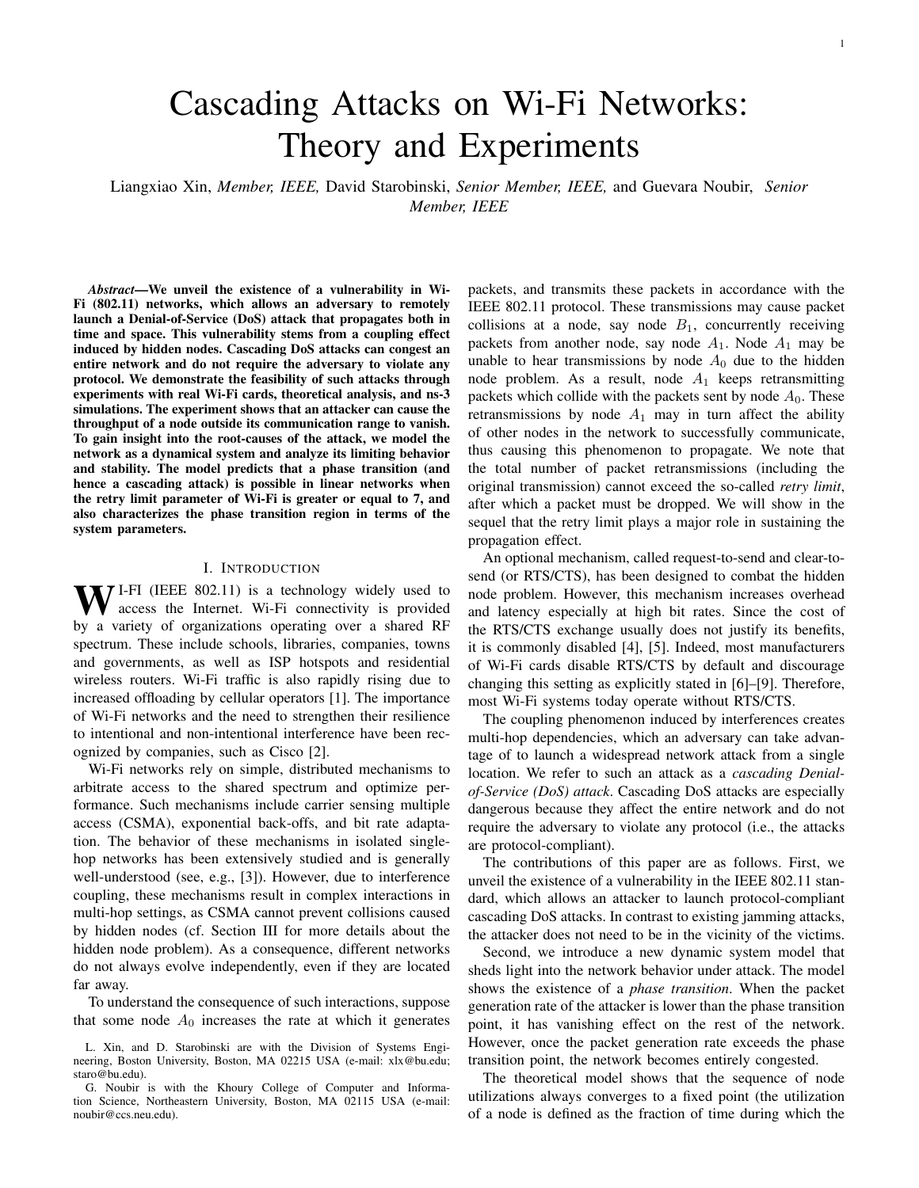# Cascading Attacks on Wi-Fi Networks: Theory and Experiments

Liangxiao Xin, *Member, IEEE,* David Starobinski, *Senior Member, IEEE,* and Guevara Noubir, *Senior Member, IEEE*

***Abstract*—We unveil the existence of a vulnerability in Wi-Fi (802.11) networks, which allows an adversary to remotely launch a Denial-of-Service (DoS) attack that propagates both in time and space. This vulnerability stems from a coupling effect induced by hidden nodes. Cascading DoS attacks can congest an entire network and do not require the adversary to violate any protocol. We demonstrate the feasibility of such attacks through experiments with real Wi-Fi cards, theoretical analysis, and ns-3 simulations. The experiment shows that an attacker can cause the throughput of a node outside its communication range to vanish. To gain insight into the root-causes of the attack, we model the network as a dynamical system and analyze its limiting behavior and stability. The model predicts that a phase transition (and hence a cascading attack) is possible in linear networks when the retry limit parameter of Wi-Fi is greater or equal to 7, and also characterizes the phase transition region in terms of the system parameters.**

## I. Introduction

WI-FI (IEEE 802.11) is a technology widely used to access the Internet. Wi-Fi connectivity is provided by a variety of organizations operating over a shared RF spectrum. These include schools, libraries, companies, towns and governments, as well as ISP hotspots and residential wireless routers. Wi-Fi traffic is also rapidly rising due to increased offloading by cellular operators [1]. The importance of Wi-Fi networks and the need to strengthen their resilience to intentional and non-intentional interference have been recognized by companies, such as Cisco [2].

Wi-Fi networks rely on simple, distributed mechanisms to arbitrate access to the shared spectrum and optimize performance. Such mechanisms include carrier sensing multiple access (CSMA), exponential back-offs, and bit rate adaptation. The behavior of these mechanisms in isolated single-hop networks has been extensively studied and is generally well-understood (see, e.g., [3]). However, due to interference coupling, these mechanisms result in complex interactions in multi-hop settings, as CSMA cannot prevent collisions caused by hidden nodes (cf. Section III for more details about the hidden node problem). As a consequence, different networks do not always evolve independently, even if they are located far away.

To understand the consequence of such interactions, suppose that some node $A_0$ increases the rate at which it generates packets, and transmits these packets in accordance with the IEEE 802.11 protocol. These transmissions may cause packet collisions at a node, say node $B_1$, concurrently receiving packets from another node, say node $A_1$. Node $A_1$ may be unable to hear transmissions by node $A_0$ due to the hidden node problem. As a result, node $A_1$ keeps retransmitting packets which collide with the packets sent by node $A_0$. These retransmissions by node $A_1$ may in turn affect the ability of other nodes in the network to successfully communicate, thus causing this phenomenon to propagate. We note that the total number of packet retransmissions (including the original transmission) cannot exceed the so-called *retry limit*, after which a packet must be dropped. We will show in the sequel that the retry limit plays a major role in sustaining the propagation effect.

An optional mechanism, called request-to-send and clear-to-send (or RTS/CTS), has been designed to combat the hidden node problem. However, this mechanism increases overhead and latency especially at high bit rates. Since the cost of the RTS/CTS exchange usually does not justify its benefits, it is commonly disabled [4], [5]. Indeed, most manufacturers of Wi-Fi cards disable RTS/CTS by default and discourage changing this setting as explicitly stated in [6]–[9]. Therefore, most Wi-Fi systems today operate without RTS/CTS.

The coupling phenomenon induced by interferences creates multi-hop dependencies, which an adversary can take advantage of to launch a widespread network attack from a single location. We refer to such an attack as a *cascading Denial-of-Service (DoS) attack*. Cascading DoS attacks are especially dangerous because they affect the entire network and do not require the adversary to violate any protocol (i.e., the attacks are protocol-compliant).

The contributions of this paper are as follows. First, we unveil the existence of a vulnerability in the IEEE 802.11 standard, which allows an attacker to launch protocol-compliant cascading DoS attacks. In contrast to existing jamming attacks, the attacker does not need to be in the vicinity of the victims.

Second, we introduce a new dynamic system model that sheds light into the network behavior under attack. The model shows the existence of a *phase transition*. When the packet generation rate of the attacker is lower than the phase transition point, it has vanishing effect on the rest of the network. However, once the packet generation rate exceeds the phase transition point, the network becomes entirely congested.

The theoretical model shows that the sequence of node utilizations always converges to a fixed point (the utilization of a node is defined as the fraction of time during which the

L. Xin, and D. Starobinski are with the Division of Systems Engineering, Boston University, Boston, MA 02215 USA (e-mail: xlx@bu.edu; staro@bu.edu).

G. Noubir is with the Khoury College of Computer and Information Science, Northeastern University, Boston, MA 02115 USA (e-mail: noubir@ccs.neu.edu).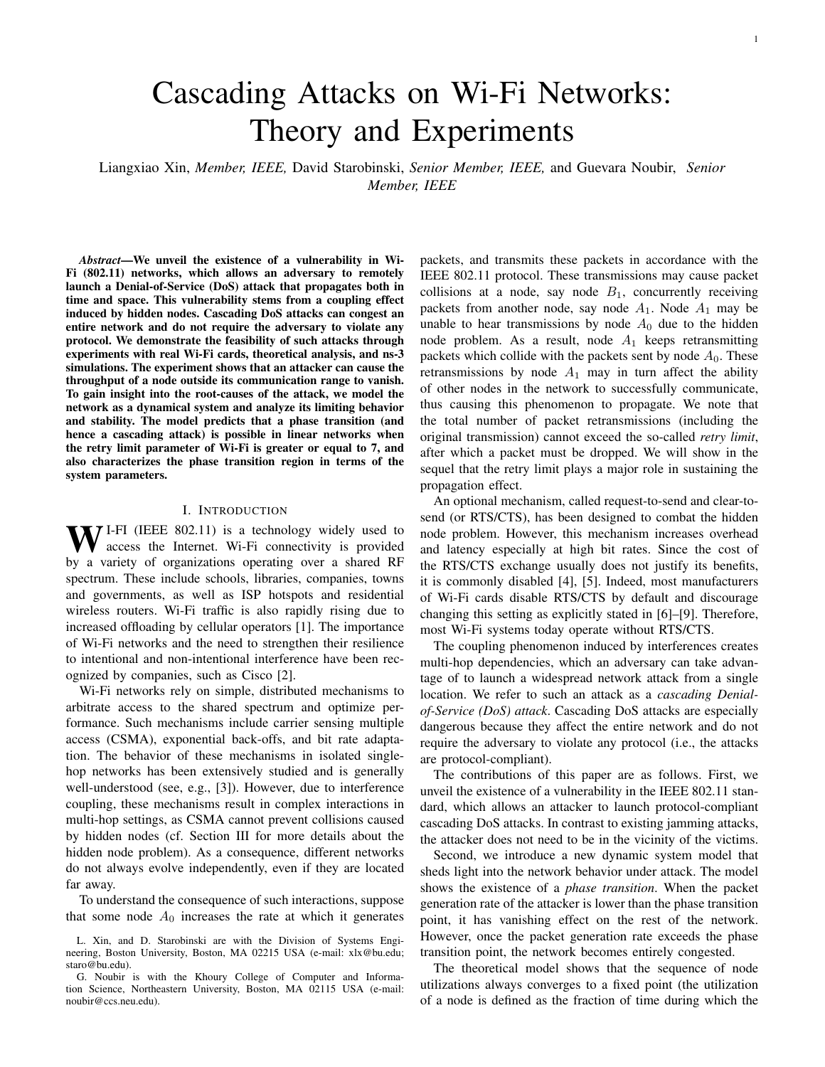# Cascading Attacks on Wi-Fi Networks: Theory and Experiments

Liangxiao Xin, *Member, IEEE,* David Starobinski, *Senior Member, IEEE,* and Guevara Noubir, *Senior Member, IEEE*

***Abstract*—We unveil the existence of a vulnerability in Wi-Fi (802.11) networks, which allows an adversary to remotely launch a Denial-of-Service (DoS) attack that propagates both in time and space. This vulnerability stems from a coupling effect induced by hidden nodes. Cascading DoS attacks can congest an entire network and do not require the adversary to violate any protocol. We demonstrate the feasibility of such attacks through experiments with real Wi-Fi cards, theoretical analysis, and ns-3 simulations. The experiment shows that an attacker can cause the throughput of a node outside its communication range to vanish. To gain insight into the root-causes of the attack, we model the network as a dynamical system and analyze its limiting behavior and stability. The model predicts that a phase transition (and hence a cascading attack) is possible in linear networks when the retry limit parameter of Wi-Fi is greater or equal to 7, and also characterizes the phase transition region in terms of the system parameters.**

## I. Introduction

WI-FI (IEEE 802.11) is a technology widely used to access the Internet. Wi-Fi connectivity is provided by a variety of organizations operating over a shared RF spectrum. These include schools, libraries, companies, towns and governments, as well as ISP hotspots and residential wireless routers. Wi-Fi traffic is also rapidly rising due to increased offloading by cellular operators [1]. The importance of Wi-Fi networks and the need to strengthen their resilience to intentional and non-intentional interference have been recognized by companies, such as Cisco [2].

Wi-Fi networks rely on simple, distributed mechanisms to arbitrate access to the shared spectrum and optimize performance. Such mechanisms include carrier sensing multiple access (CSMA), exponential back-offs, and bit rate adaptation. The behavior of these mechanisms in isolated single-hop networks has been extensively studied and is generally well-understood (see, e.g., [3]). However, due to interference coupling, these mechanisms result in complex interactions in multi-hop settings, as CSMA cannot prevent collisions caused by hidden nodes (cf. Section III for more details about the hidden node problem). As a consequence, different networks do not always evolve independently, even if they are located far away.

To understand the consequence of such interactions, suppose that some node $A_0$ increases the rate at which it generates packets, and transmits these packets in accordance with the IEEE 802.11 protocol. These transmissions may cause packet collisions at a node, say node $B_1$, concurrently receiving packets from another node, say node $A_1$. Node $A_1$ may be unable to hear transmissions by node $A_0$ due to the hidden node problem. As a result, node $A_1$ keeps retransmitting packets which collide with the packets sent by node $A_0$. These retransmissions by node $A_1$ may in turn affect the ability of other nodes in the network to successfully communicate, thus causing this phenomenon to propagate. We note that the total number of packet retransmissions (including the original transmission) cannot exceed the so-called *retry limit*, after which a packet must be dropped. We will show in the sequel that the retry limit plays a major role in sustaining the propagation effect.

An optional mechanism, called request-to-send and clear-to-send (or RTS/CTS), has been designed to combat the hidden node problem. However, this mechanism increases overhead and latency especially at high bit rates. Since the cost of the RTS/CTS exchange usually does not justify its benefits, it is commonly disabled [4], [5]. Indeed, most manufacturers of Wi-Fi cards disable RTS/CTS by default and discourage changing this setting as explicitly stated in [6]–[9]. Therefore, most Wi-Fi systems today operate without RTS/CTS.

The coupling phenomenon induced by interferences creates multi-hop dependencies, which an adversary can take advantage of to launch a widespread network attack from a single location. We refer to such an attack as a *cascading Denial-of-Service (DoS) attack*. Cascading DoS attacks are especially dangerous because they affect the entire network and do not require the adversary to violate any protocol (i.e., the attacks are protocol-compliant).

The contributions of this paper are as follows. First, we unveil the existence of a vulnerability in the IEEE 802.11 standard, which allows an attacker to launch protocol-compliant cascading DoS attacks. In contrast to existing jamming attacks, the attacker does not need to be in the vicinity of the victims.

Second, we introduce a new dynamic system model that sheds light into the network behavior under attack. The model shows the existence of a *phase transition*. When the packet generation rate of the attacker is lower than the phase transition point, it has vanishing effect on the rest of the network. However, once the packet generation rate exceeds the phase transition point, the network becomes entirely congested.

The theoretical model shows that the sequence of node utilizations always converges to a fixed point (the utilization of a node is defined as the fraction of time during which the

L. Xin, and D. Starobinski are with the Division of Systems Engineering, Boston University, Boston, MA 02215 USA (e-mail: xlx@bu.edu; staro@bu.edu).

G. Noubir is with the Khoury College of Computer and Information Science, Northeastern University, Boston, MA 02115 USA (e-mail: noubir@ccs.neu.edu).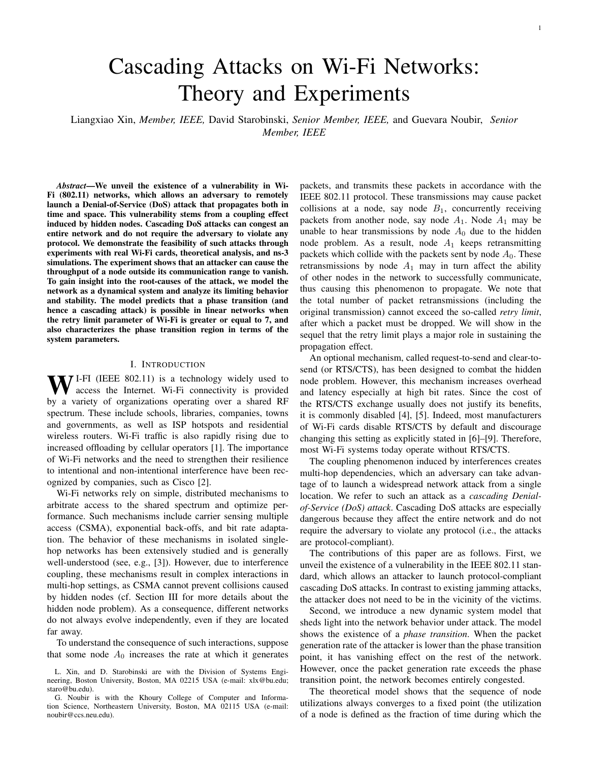# Cascading Attacks on Wi-Fi Networks: Theory and Experiments

Liangxiao Xin, *Member, IEEE,* David Starobinski, *Senior Member, IEEE,* and Guevara Noubir, *Senior Member, IEEE*

***Abstract*—We unveil the existence of a vulnerability in Wi-Fi (802.11) networks, which allows an adversary to remotely launch a Denial-of-Service (DoS) attack that propagates both in time and space. This vulnerability stems from a coupling effect induced by hidden nodes. Cascading DoS attacks can congest an entire network and do not require the adversary to violate any protocol. We demonstrate the feasibility of such attacks through experiments with real Wi-Fi cards, theoretical analysis, and ns-3 simulations. The experiment shows that an attacker can cause the throughput of a node outside its communication range to vanish. To gain insight into the root-causes of the attack, we model the network as a dynamical system and analyze its limiting behavior and stability. The model predicts that a phase transition (and hence a cascading attack) is possible in linear networks when the retry limit parameter of Wi-Fi is greater or equal to 7, and also characterizes the phase transition region in terms of the system parameters.**

## I. Introduction

Wi-Fi (IEEE 802.11) is a technology widely used to access the Internet. Wi-Fi connectivity is provided by a variety of organizations operating over a shared RF spectrum. These include schools, libraries, companies, towns and governments, as well as ISP hotspots and residential wireless routers. Wi-Fi traffic is also rapidly rising due to increased offloading by cellular operators [1]. The importance of Wi-Fi networks and the need to strengthen their resilience to intentional and non-intentional interference have been recognized by companies, such as Cisco [2].

Wi-Fi networks rely on simple, distributed mechanisms to arbitrate access to the shared spectrum and optimize performance. Such mechanisms include carrier sensing multiple access (CSMA), exponential back-offs, and bit rate adaptation. The behavior of these mechanisms in isolated single-hop networks has been extensively studied and is generally well-understood (see, e.g., [3]). However, due to interference coupling, these mechanisms result in complex interactions in multi-hop settings, as CSMA cannot prevent collisions caused by hidden nodes (cf. Section III for more details about the hidden node problem). As a consequence, different networks do not always evolve independently, even if they are located far away.

To understand the consequence of such interactions, suppose that some node $A_0$ increases the rate at which it generates packets, and transmits these packets in accordance with the IEEE 802.11 protocol. These transmissions may cause packet collisions at a node, say node $B_1$, concurrently receiving packets from another node, say node $A_1$. Node $A_1$ may be unable to hear transmissions by node $A_0$ due to the hidden node problem. As a result, node $A_1$ keeps retransmitting packets which collide with the packets sent by node $A_0$. These retransmissions by node $A_1$ may in turn affect the ability of other nodes in the network to successfully communicate, thus causing this phenomenon to propagate. We note that the total number of packet retransmissions (including the original transmission) cannot exceed the so-called *retry limit*, after which a packet must be dropped. We will show in the sequel that the retry limit plays a major role in sustaining the propagation effect.

An optional mechanism, called request-to-send and clear-to-send (or RTS/CTS), has been designed to combat the hidden node problem. However, this mechanism increases overhead and latency especially at high bit rates. Since the cost of the RTS/CTS exchange usually does not justify its benefits, it is commonly disabled [4], [5]. Indeed, most manufacturers of Wi-Fi cards disable RTS/CTS by default and discourage changing this setting as explicitly stated in [6]–[9]. Therefore, most Wi-Fi systems today operate without RTS/CTS.

The coupling phenomenon induced by interferences creates multi-hop dependencies, which an adversary can take advantage of to launch a widespread network attack from a single location. We refer to such an attack as a *cascading Denial-of-Service (DoS) attack*. Cascading DoS attacks are especially dangerous because they affect the entire network and do not require the adversary to violate any protocol (i.e., the attacks are protocol-compliant).

The contributions of this paper are as follows. First, we unveil the existence of a vulnerability in the IEEE 802.11 standard, which allows an attacker to launch protocol-compliant cascading DoS attacks. In contrast to existing jamming attacks, the attacker does not need to be in the vicinity of the victims.

Second, we introduce a new dynamic system model that sheds light into the network behavior under attack. The model shows the existence of a *phase transition*. When the packet generation rate of the attacker is lower than the phase transition point, it has vanishing effect on the rest of the network. However, once the packet generation rate exceeds the phase transition point, the network becomes entirely congested.

The theoretical model shows that the sequence of node utilizations always converges to a fixed point (the utilization of a node is defined as the fraction of time during which the

L. Xin, and D. Starobinski are with the Division of Systems Engineering, Boston University, Boston, MA 02215 USA (e-mail: xlx@bu.edu; staro@bu.edu).

G. Noubir is with the Khoury College of Computer and Information Science, Northeastern University, Boston, MA 02115 USA (e-mail: noubir@ccs.neu.edu).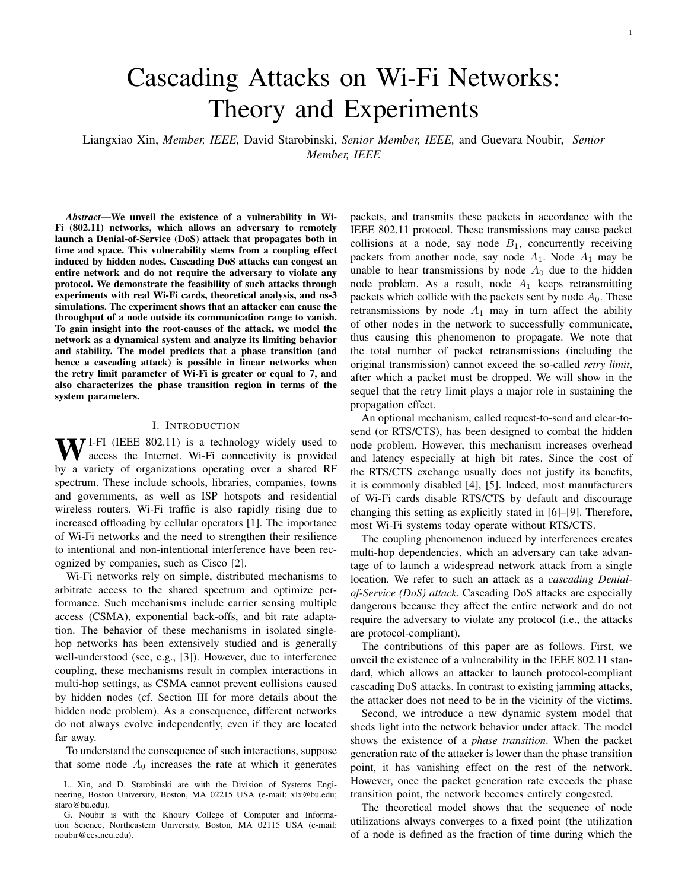# Cascading Attacks on Wi-Fi Networks: Theory and Experiments

Liangxiao Xin, *Member, IEEE,* David Starobinski, *Senior Member, IEEE,* and Guevara Noubir, *Senior Member, IEEE*

***Abstract*—We unveil the existence of a vulnerability in Wi-Fi (802.11) networks, which allows an adversary to remotely launch a Denial-of-Service (DoS) attack that propagates both in time and space. This vulnerability stems from a coupling effect induced by hidden nodes. Cascading DoS attacks can congest an entire network and do not require the adversary to violate any protocol. We demonstrate the feasibility of such attacks through experiments with real Wi-Fi cards, theoretical analysis, and ns-3 simulations. The experiment shows that an attacker can cause the throughput of a node outside its communication range to vanish. To gain insight into the root-causes of the attack, we model the network as a dynamical system and analyze its limiting behavior and stability. The model predicts that a phase transition (and hence a cascading attack) is possible in linear networks when the retry limit parameter of Wi-Fi is greater or equal to 7, and also characterizes the phase transition region in terms of the system parameters.**

## I. INTRODUCTION

WI-FI (IEEE 802.11) is a technology widely used to access the Internet. Wi-Fi connectivity is provided by a variety of organizations operating over a shared RF spectrum. These include schools, libraries, companies, towns and governments, as well as ISP hotspots and residential wireless routers. Wi-Fi traffic is also rapidly rising due to increased offloading by cellular operators [1]. The importance of Wi-Fi networks and the need to strengthen their resilience to intentional and non-intentional interference have been recognized by companies, such as Cisco [2].

Wi-Fi networks rely on simple, distributed mechanisms to arbitrate access to the shared spectrum and optimize performance. Such mechanisms include carrier sensing multiple access (CSMA), exponential back-offs, and bit rate adaptation. The behavior of these mechanisms in isolated single-hop networks has been extensively studied and is generally well-understood (see, e.g., [3]). However, due to interference coupling, these mechanisms result in complex interactions in multi-hop settings, as CSMA cannot prevent collisions caused by hidden nodes (cf. Section III for more details about the hidden node problem). As a consequence, different networks do not always evolve independently, even if they are located far away.

To understand the consequence of such interactions, suppose that some node $A_0$ increases the rate at which it generates packets, and transmits these packets in accordance with the IEEE 802.11 protocol. These transmissions may cause packet collisions at a node, say node $B_1$, concurrently receiving packets from another node, say node $A_1$. Node $A_1$ may be unable to hear transmissions by node $A_0$ due to the hidden node problem. As a result, node $A_1$ keeps retransmitting packets which collide with the packets sent by node $A_0$. These retransmissions by node $A_1$ may in turn affect the ability of other nodes in the network to successfully communicate, thus causing this phenomenon to propagate. We note that the total number of packet retransmissions (including the original transmission) cannot exceed the so-called *retry limit*, after which a packet must be dropped. We will show in the sequel that the retry limit plays a major role in sustaining the propagation effect.

An optional mechanism, called request-to-send and clear-to-send (or RTS/CTS), has been designed to combat the hidden node problem. However, this mechanism increases overhead and latency especially at high bit rates. Since the cost of the RTS/CTS exchange usually does not justify its benefits, it is commonly disabled [4], [5]. Indeed, most manufacturers of Wi-Fi cards disable RTS/CTS by default and discourage changing this setting as explicitly stated in [6]–[9]. Therefore, most Wi-Fi systems today operate without RTS/CTS.

The coupling phenomenon induced by interferences creates multi-hop dependencies, which an adversary can take advantage of to launch a widespread network attack from a single location. We refer to such an attack as a *cascading Denial-of-Service (DoS) attack*. Cascading DoS attacks are especially dangerous because they affect the entire network and do not require the adversary to violate any protocol (i.e., the attacks are protocol-compliant).

The contributions of this paper are as follows. First, we unveil the existence of a vulnerability in the IEEE 802.11 standard, which allows an attacker to launch protocol-compliant cascading DoS attacks. In contrast to existing jamming attacks, the attacker does not need to be in the vicinity of the victims.

Second, we introduce a new dynamic system model that sheds light into the network behavior under attack. The model shows the existence of a *phase transition*. When the packet generation rate of the attacker is lower than the phase transition point, it has vanishing effect on the rest of the network. However, once the packet generation rate exceeds the phase transition point, the network becomes entirely congested.

The theoretical model shows that the sequence of node utilizations always converges to a fixed point (the utilization of a node is defined as the fraction of time during which the

L. Xin, and D. Starobinski are with the Division of Systems Engineering, Boston University, Boston, MA 02215 USA (e-mail: xlx@bu.edu; staro@bu.edu).

G. Noubir is with the Khoury College of Computer and Information Science, Northeastern University, Boston, MA 02115 USA (e-mail: noubir@ccs.neu.edu).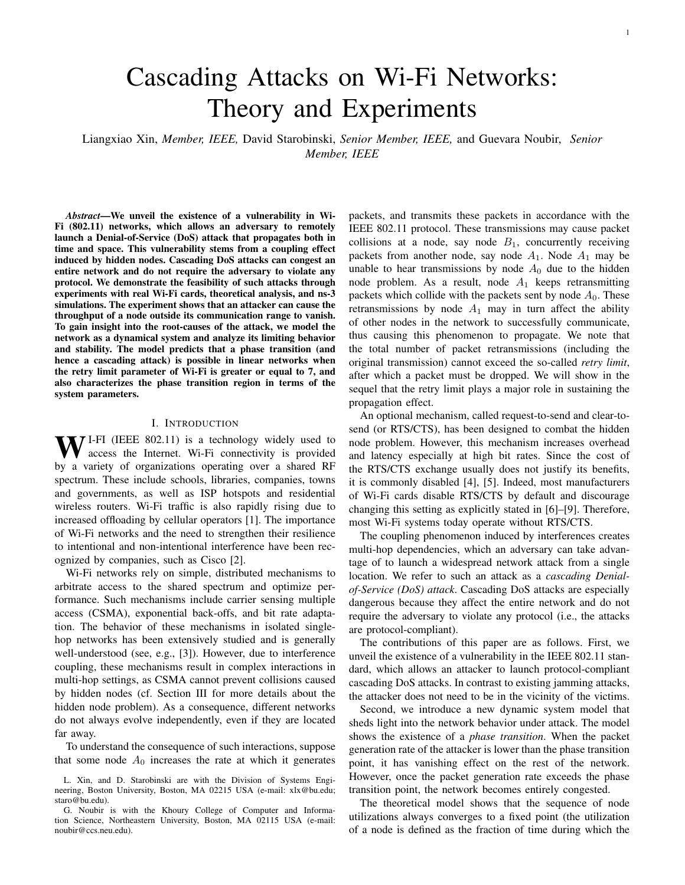# Cascading Attacks on Wi-Fi Networks: Theory and Experiments

Liangxiao Xin, *Member, IEEE,* David Starobinski, *Senior Member, IEEE,* and Guevara Noubir, *Senior Member, IEEE*

***Abstract*—We unveil the existence of a vulnerability in Wi-Fi (802.11) networks, which allows an adversary to remotely launch a Denial-of-Service (DoS) attack that propagates both in time and space. This vulnerability stems from a coupling effect induced by hidden nodes. Cascading DoS attacks can congest an entire network and do not require the adversary to violate any protocol. We demonstrate the feasibility of such attacks through experiments with real Wi-Fi cards, theoretical analysis, and ns-3 simulations. The experiment shows that an attacker can cause the throughput of a node outside its communication range to vanish. To gain insight into the root-causes of the attack, we model the network as a dynamical system and analyze its limiting behavior and stability. The model predicts that a phase transition (and hence a cascading attack) is possible in linear networks when the retry limit parameter of Wi-Fi is greater or equal to 7, and also characterizes the phase transition region in terms of the system parameters.**

## I. Introduction

WI-FI (IEEE 802.11) is a technology widely used to access the Internet. Wi-Fi connectivity is provided by a variety of organizations operating over a shared RF spectrum. These include schools, libraries, companies, towns and governments, as well as ISP hotspots and residential wireless routers. Wi-Fi traffic is also rapidly rising due to increased offloading by cellular operators [1]. The importance of Wi-Fi networks and the need to strengthen their resilience to intentional and non-intentional interference have been recognized by companies, such as Cisco [2].

Wi-Fi networks rely on simple, distributed mechanisms to arbitrate access to the shared spectrum and optimize performance. Such mechanisms include carrier sensing multiple access (CSMA), exponential back-offs, and bit rate adaptation. The behavior of these mechanisms in isolated single-hop networks has been extensively studied and is generally well-understood (see, e.g., [3]). However, due to interference coupling, these mechanisms result in complex interactions in multi-hop settings, as CSMA cannot prevent collisions caused by hidden nodes (cf. Section III for more details about the hidden node problem). As a consequence, different networks do not always evolve independently, even if they are located far away.

To understand the consequence of such interactions, suppose that some node $A_0$ increases the rate at which it generates packets, and transmits these packets in accordance with the IEEE 802.11 protocol. These transmissions may cause packet collisions at a node, say node $B_1$, concurrently receiving packets from another node, say node $A_1$. Node $A_1$ may be unable to hear transmissions by node $A_0$ due to the hidden node problem. As a result, node $A_1$ keeps retransmitting packets which collide with the packets sent by node $A_0$. These retransmissions by node $A_1$ may in turn affect the ability of other nodes in the network to successfully communicate, thus causing this phenomenon to propagate. We note that the total number of packet retransmissions (including the original transmission) cannot exceed the so-called *retry limit*, after which a packet must be dropped. We will show in the sequel that the retry limit plays a major role in sustaining the propagation effect.

An optional mechanism, called request-to-send and clear-to-send (or RTS/CTS), has been designed to combat the hidden node problem. However, this mechanism increases overhead and latency especially at high bit rates. Since the cost of the RTS/CTS exchange usually does not justify its benefits, it is commonly disabled [4], [5]. Indeed, most manufacturers of Wi-Fi cards disable RTS/CTS by default and discourage changing this setting as explicitly stated in [6]–[9]. Therefore, most Wi-Fi systems today operate without RTS/CTS.

The coupling phenomenon induced by interferences creates multi-hop dependencies, which an adversary can take advantage of to launch a widespread network attack from a single location. We refer to such an attack as a *cascading Denial-of-Service (DoS) attack*. Cascading DoS attacks are especially dangerous because they affect the entire network and do not require the adversary to violate any protocol (i.e., the attacks are protocol-compliant).

The contributions of this paper are as follows. First, we unveil the existence of a vulnerability in the IEEE 802.11 standard, which allows an attacker to launch protocol-compliant cascading DoS attacks. In contrast to existing jamming attacks, the attacker does not need to be in the vicinity of the victims.

Second, we introduce a new dynamic system model that sheds light into the network behavior under attack. The model shows the existence of a *phase transition*. When the packet generation rate of the attacker is lower than the phase transition point, it has vanishing effect on the rest of the network. However, once the packet generation rate exceeds the phase transition point, the network becomes entirely congested.

The theoretical model shows that the sequence of node utilizations always converges to a fixed point (the utilization of a node is defined as the fraction of time during which the

L. Xin, and D. Starobinski are with the Division of Systems Engineering, Boston University, Boston, MA 02215 USA (e-mail: xlx@bu.edu; staro@bu.edu).

G. Noubir is with the Khoury College of Computer and Information Science, Northeastern University, Boston, MA 02115 USA (e-mail: noubir@ccs.neu.edu).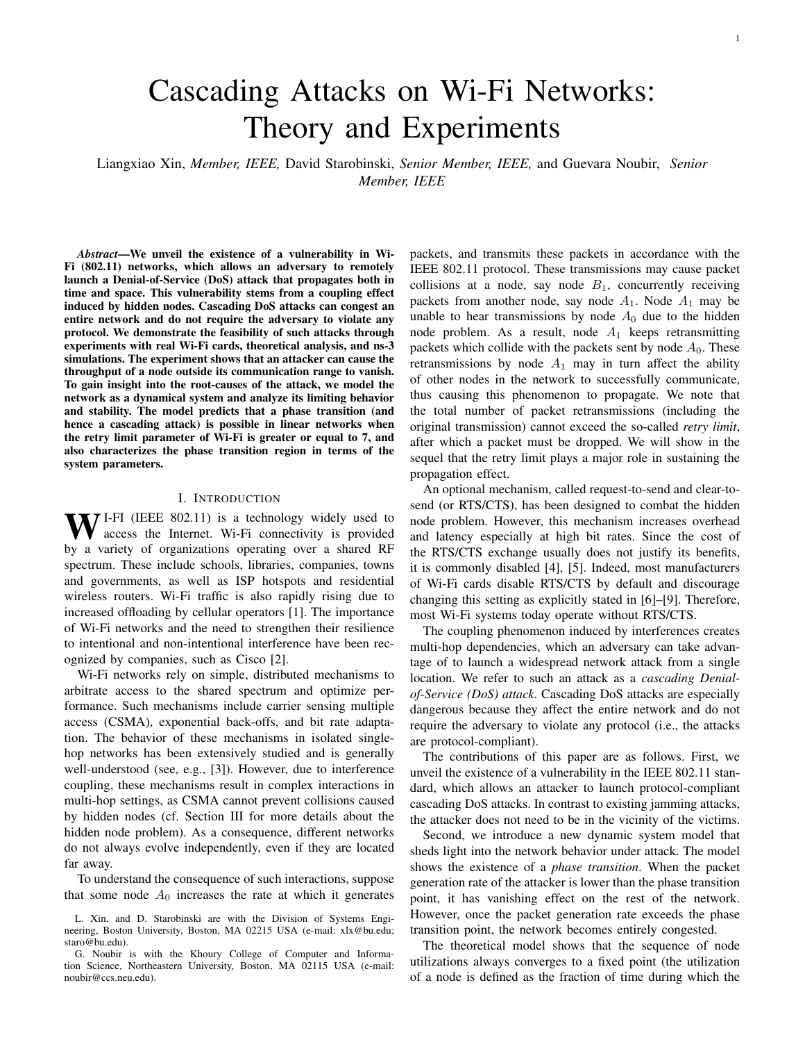# Cascading Attacks on Wi-Fi Networks: Theory and Experiments

Liangxiao Xin, *Member, IEEE,* David Starobinski, *Senior Member, IEEE,* and Guevara Noubir, *Senior Member, IEEE*

***Abstract*—We unveil the existence of a vulnerability in Wi-Fi (802.11) networks, which allows an adversary to remotely launch a Denial-of-Service (DoS) attack that propagates both in time and space. This vulnerability stems from a coupling effect induced by hidden nodes. Cascading DoS attacks can congest an entire network and do not require the adversary to violate any protocol. We demonstrate the feasibility of such attacks through experiments with real Wi-Fi cards, theoretical analysis, and ns-3 simulations. The experiment shows that an attacker can cause the throughput of a node outside its communication range to vanish. To gain insight into the root-causes of the attack, we model the network as a dynamical system and analyze its limiting behavior and stability. The model predicts that a phase transition (and hence a cascading attack) is possible in linear networks when the retry limit parameter of Wi-Fi is greater or equal to 7, and also characterizes the phase transition region in terms of the system parameters.**

## I. Introduction

Wi-Fi (IEEE 802.11) is a technology widely used to access the Internet. Wi-Fi connectivity is provided by a variety of organizations operating over a shared RF spectrum. These include schools, libraries, companies, towns and governments, as well as ISP hotspots and residential wireless routers. Wi-Fi traffic is also rapidly rising due to increased offloading by cellular operators [1]. The importance of Wi-Fi networks and the need to strengthen their resilience to intentional and non-intentional interference have been recognized by companies, such as Cisco [2].

Wi-Fi networks rely on simple, distributed mechanisms to arbitrate access to the shared spectrum and optimize performance. Such mechanisms include carrier sensing multiple access (CSMA), exponential back-offs, and bit rate adaptation. The behavior of these mechanisms in isolated single-hop networks has been extensively studied and is generally well-understood (see, e.g., [3]). However, due to interference coupling, these mechanisms result in complex interactions in multi-hop settings, as CSMA cannot prevent collisions caused by hidden nodes (cf. Section III for more details about the hidden node problem). As a consequence, different networks do not always evolve independently, even if they are located far away.

To understand the consequence of such interactions, suppose that some node $A_0$ increases the rate at which it generates packets, and transmits these packets in accordance with the IEEE 802.11 protocol. These transmissions may cause packet collisions at a node, say node $B_1$, concurrently receiving packets from another node, say node $A_1$. Node $A_1$ may be unable to hear transmissions by node $A_0$ due to the hidden node problem. As a result, node $A_1$ keeps retransmitting packets which collide with the packets sent by node $A_0$. These retransmissions by node $A_1$ may in turn affect the ability of other nodes in the network to successfully communicate, thus causing this phenomenon to propagate. We note that the total number of packet retransmissions (including the original transmission) cannot exceed the so-called *retry limit*, after which a packet must be dropped. We will show in the sequel that the retry limit plays a major role in sustaining the propagation effect.

An optional mechanism, called request-to-send and clear-to-send (or RTS/CTS), has been designed to combat the hidden node problem. However, this mechanism increases overhead and latency especially at high bit rates. Since the cost of the RTS/CTS exchange usually does not justify its benefits, it is commonly disabled [4], [5]. Indeed, most manufacturers of Wi-Fi cards disable RTS/CTS by default and discourage changing this setting as explicitly stated in [6]–[9]. Therefore, most Wi-Fi systems today operate without RTS/CTS.

The coupling phenomenon induced by interferences creates multi-hop dependencies, which an adversary can take advantage of to launch a widespread network attack from a single location. We refer to such an attack as a *cascading Denial-of-Service (DoS) attack*. Cascading DoS attacks are especially dangerous because they affect the entire network and do not require the adversary to violate any protocol (i.e., the attacks are protocol-compliant).

The contributions of this paper are as follows. First, we unveil the existence of a vulnerability in the IEEE 802.11 standard, which allows an attacker to launch protocol-compliant cascading DoS attacks. In contrast to existing jamming attacks, the attacker does not need to be in the vicinity of the victims.

Second, we introduce a new dynamic system model that sheds light into the network behavior under attack. The model shows the existence of a *phase transition*. When the packet generation rate of the attacker is lower than the phase transition point, it has vanishing effect on the rest of the network. However, once the packet generation rate exceeds the phase transition point, the network becomes entirely congested.

The theoretical model shows that the sequence of node utilizations always converges to a fixed point (the utilization of a node is defined as the fraction of time during which the

L. Xin, and D. Starobinski are with the Division of Systems Engineering, Boston University, Boston, MA 02215 USA (e-mail: xlx@bu.edu; staro@bu.edu).

G. Noubir is with the Khoury College of Computer and Information Science, Northeastern University, Boston, MA 02115 USA (e-mail: noubir@ccs.neu.edu).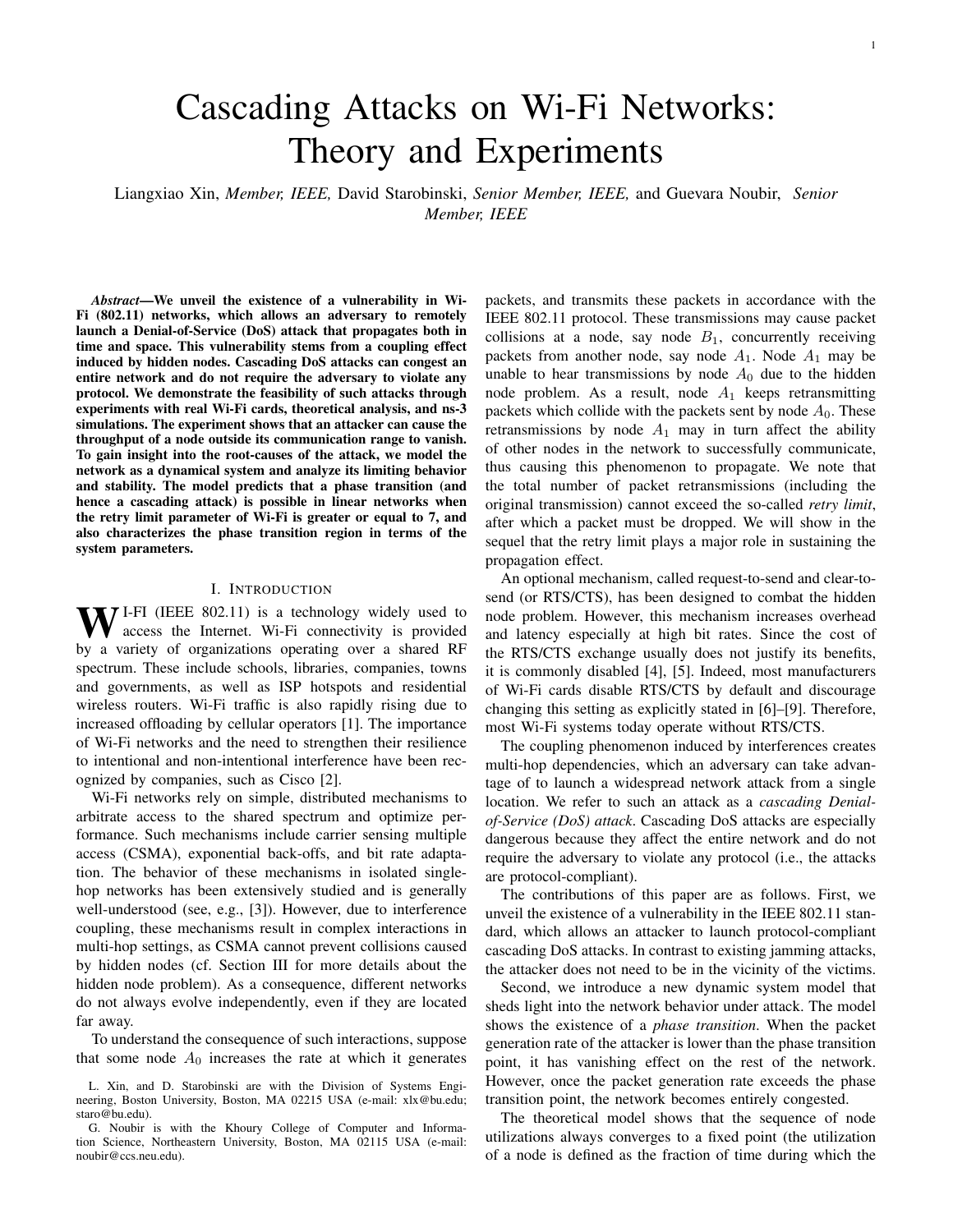# Cascading Attacks on Wi-Fi Networks: Theory and Experiments

Liangxiao Xin, *Member, IEEE,* David Starobinski, *Senior Member, IEEE,* and Guevara Noubir, *Senior Member, IEEE*

***Abstract*—We unveil the existence of a vulnerability in Wi-Fi (802.11) networks, which allows an adversary to remotely launch a Denial-of-Service (DoS) attack that propagates both in time and space. This vulnerability stems from a coupling effect induced by hidden nodes. Cascading DoS attacks can congest an entire network and do not require the adversary to violate any protocol. We demonstrate the feasibility of such attacks through experiments with real Wi-Fi cards, theoretical analysis, and ns-3 simulations. The experiment shows that an attacker can cause the throughput of a node outside its communication range to vanish. To gain insight into the root-causes of the attack, we model the network as a dynamical system and analyze its limiting behavior and stability. The model predicts that a phase transition (and hence a cascading attack) is possible in linear networks when the retry limit parameter of Wi-Fi is greater or equal to 7, and also characterizes the phase transition region in terms of the system parameters.**

## I. Introduction

Wi-Fi (IEEE 802.11) is a technology widely used to access the Internet. Wi-Fi connectivity is provided by a variety of organizations operating over a shared RF spectrum. These include schools, libraries, companies, towns and governments, as well as ISP hotspots and residential wireless routers. Wi-Fi traffic is also rapidly rising due to increased offloading by cellular operators [1]. The importance of Wi-Fi networks and the need to strengthen their resilience to intentional and non-intentional interference have been recognized by companies, such as Cisco [2].

Wi-Fi networks rely on simple, distributed mechanisms to arbitrate access to the shared spectrum and optimize performance. Such mechanisms include carrier sensing multiple access (CSMA), exponential back-offs, and bit rate adaptation. The behavior of these mechanisms in isolated single-hop networks has been extensively studied and is generally well-understood (see, e.g., [3]). However, due to interference coupling, these mechanisms result in complex interactions in multi-hop settings, as CSMA cannot prevent collisions caused by hidden nodes (cf. Section III for more details about the hidden node problem). As a consequence, different networks do not always evolve independently, even if they are located far away.

To understand the consequence of such interactions, suppose that some node $A_0$ increases the rate at which it generates packets, and transmits these packets in accordance with the IEEE 802.11 protocol. These transmissions may cause packet collisions at a node, say node $B_1$, concurrently receiving packets from another node, say node $A_1$. Node $A_1$ may be unable to hear transmissions by node $A_0$ due to the hidden node problem. As a result, node $A_1$ keeps retransmitting packets which collide with the packets sent by node $A_0$. These retransmissions by node $A_1$ may in turn affect the ability of other nodes in the network to successfully communicate, thus causing this phenomenon to propagate. We note that the total number of packet retransmissions (including the original transmission) cannot exceed the so-called *retry limit*, after which a packet must be dropped. We will show in the sequel that the retry limit plays a major role in sustaining the propagation effect.

An optional mechanism, called request-to-send and clear-to-send (or RTS/CTS), has been designed to combat the hidden node problem. However, this mechanism increases overhead and latency especially at high bit rates. Since the cost of the RTS/CTS exchange usually does not justify its benefits, it is commonly disabled [4], [5]. Indeed, most manufacturers of Wi-Fi cards disable RTS/CTS by default and discourage changing this setting as explicitly stated in [6]–[9]. Therefore, most Wi-Fi systems today operate without RTS/CTS.

The coupling phenomenon induced by interferences creates multi-hop dependencies, which an adversary can take advantage of to launch a widespread network attack from a single location. We refer to such an attack as a *cascading Denial-of-Service (DoS) attack*. Cascading DoS attacks are especially dangerous because they affect the entire network and do not require the adversary to violate any protocol (i.e., the attacks are protocol-compliant).

The contributions of this paper are as follows. First, we unveil the existence of a vulnerability in the IEEE 802.11 standard, which allows an attacker to launch protocol-compliant cascading DoS attacks. In contrast to existing jamming attacks, the attacker does not need to be in the vicinity of the victims.

Second, we introduce a new dynamic system model that sheds light into the network behavior under attack. The model shows the existence of a *phase transition*. When the packet generation rate of the attacker is lower than the phase transition point, it has vanishing effect on the rest of the network. However, once the packet generation rate exceeds the phase transition point, the network becomes entirely congested.

The theoretical model shows that the sequence of node utilizations always converges to a fixed point (the utilization of a node is defined as the fraction of time during which the

L. Xin, and D. Starobinski are with the Division of Systems Engineering, Boston University, Boston, MA 02215 USA (e-mail: xlx@bu.edu; staro@bu.edu).

G. Noubir is with the Khoury College of Computer and Information Science, Northeastern University, Boston, MA 02115 USA (e-mail: noubir@ccs.neu.edu).